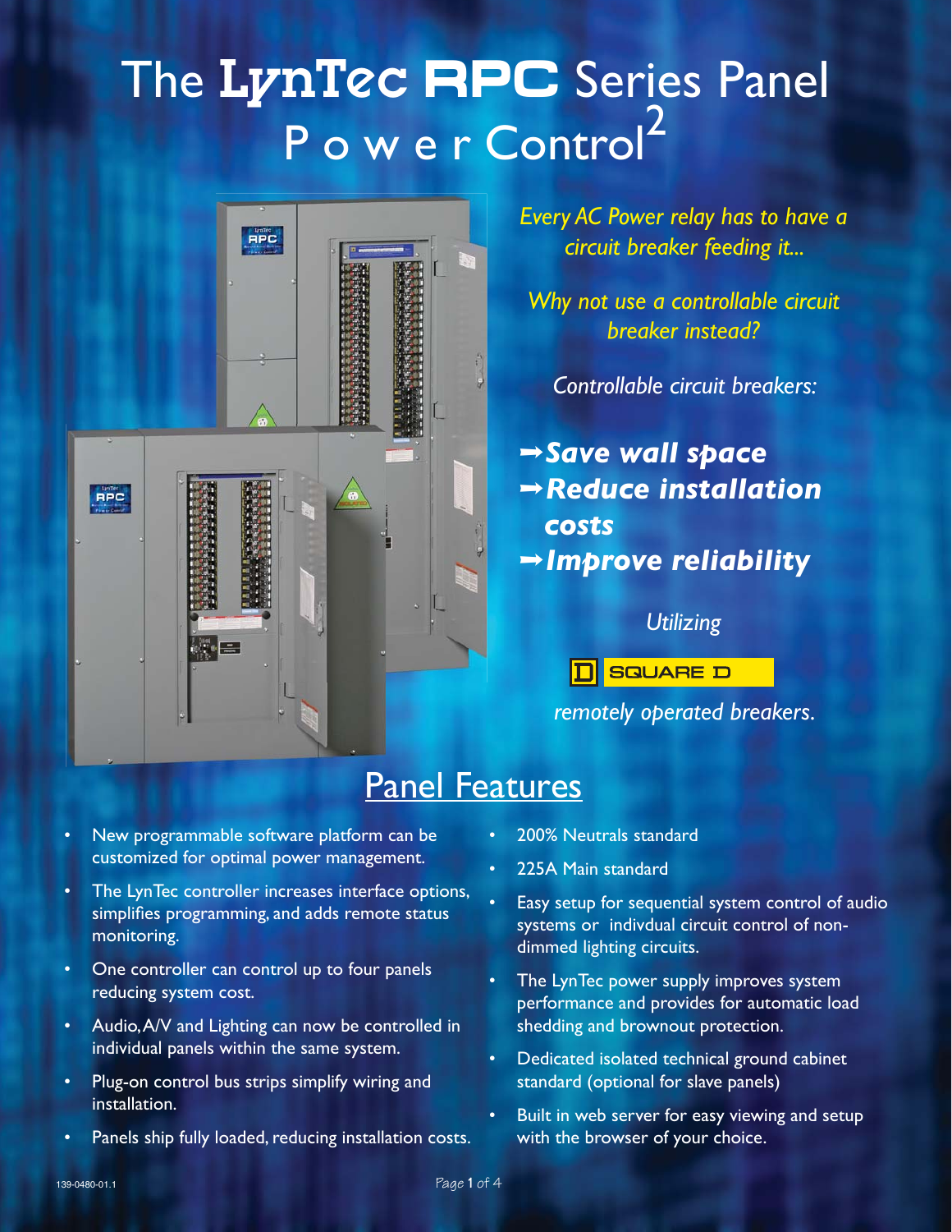# The LynTec RPC Series Panel Power Control[2]

*Every AC Power relay has to have a circuit breaker feeding it...*

*Why not use a controllable circuit breaker instead?*

*Controllable circuit breakers:*

- ***Save wall space***
- ***Reduce installation costs***
- ***Improve reliability***

*Utilizing*

SQUARE D

*remotely operated breakers.*

## Panel Features

- New programmable software platform can be customized for optimal power management.
- The LynTec controller increases interface options, simplifies programming, and adds remote status monitoring.
- One controller can control up to four panels reducing system cost.
- Audio, A/V and Lighting can now be controlled in individual panels within the same system.
- Plug-on control bus strips simplify wiring and installation.
- Panels ship fully loaded, reducing installation costs.
- 200% Neutrals standard
- 225A Main standard
- Easy setup for sequential system control of audio systems or indivdual circuit control of non-dimmed lighting circuits.
- The LynTec power supply improves system performance and provides for automatic load shedding and brownout protection.
- Dedicated isolated technical ground cabinet standard (optional for slave panels)
- Built in web server for easy viewing and setup with the browser of your choice.

139-0480-01.1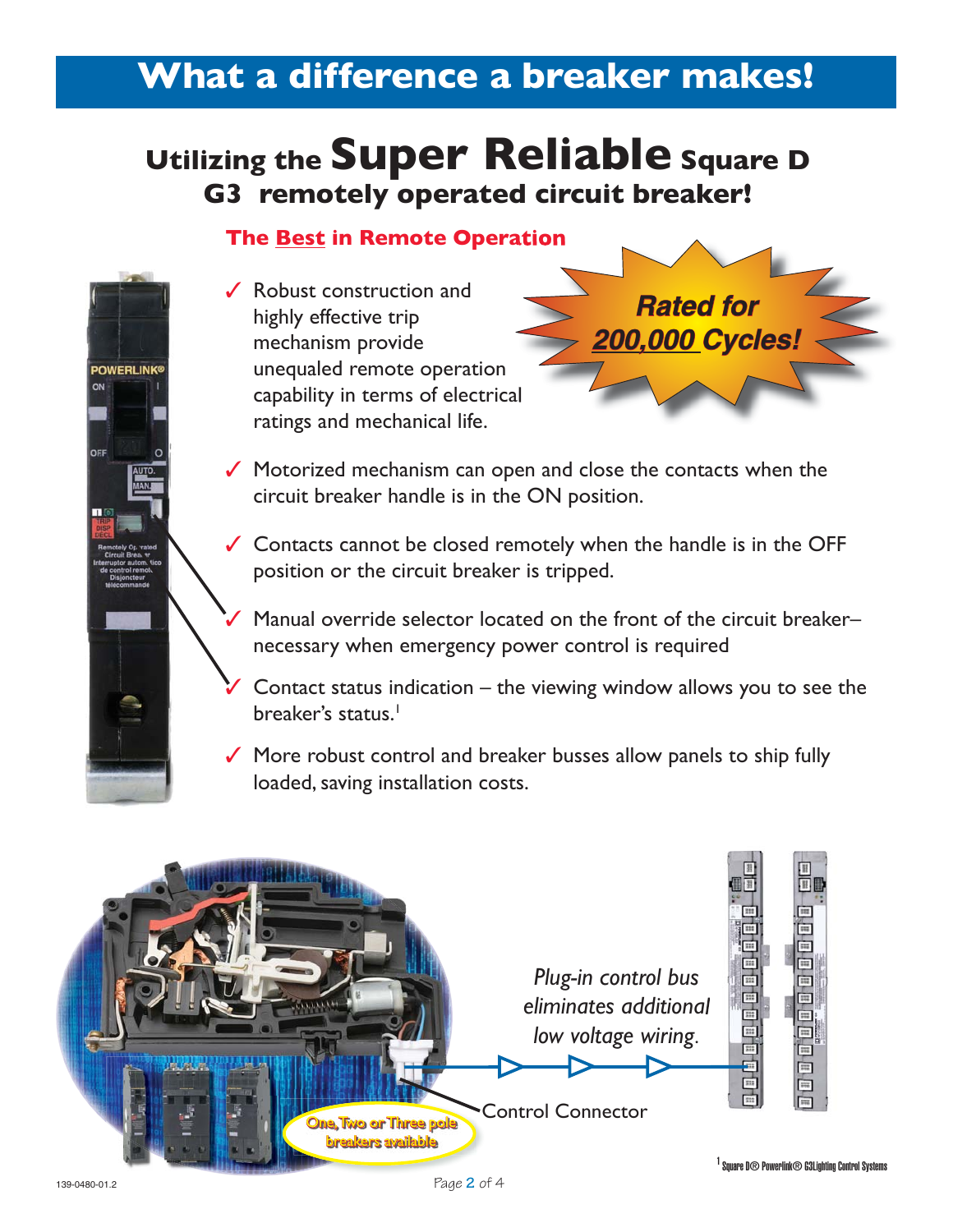# What a difference a breaker makes!

## Utilizing the Super Reliable Square D G3 remotely operated circuit breaker!

### The Best in Remote Operation

**Rated for 200,000 Cycles!**

- ✓ Robust construction and highly effective trip mechanism provide unequaled remote operation capability in terms of electrical ratings and mechanical life.
- ✓ Motorized mechanism can open and close the contacts when the circuit breaker handle is in the ON position.
- ✓ Contacts cannot be closed remotely when the handle is in the OFF position or the circuit breaker is tripped.
- ✓ Manual override selector located on the front of the circuit breaker– necessary when emergency power control is required
- ✓ Contact status indication – the viewing window allows you to see the breaker's status.[1]
- ✓ More robust control and breaker busses allow panels to ship fully loaded, saving installation costs.

*Plug-in control bus eliminates additional low voltage wiring.*

Control Connector

One, Two or Three pole breakers available

[1] Square D® Powerlink® G3Lighting Control Systems

139-0480-01.2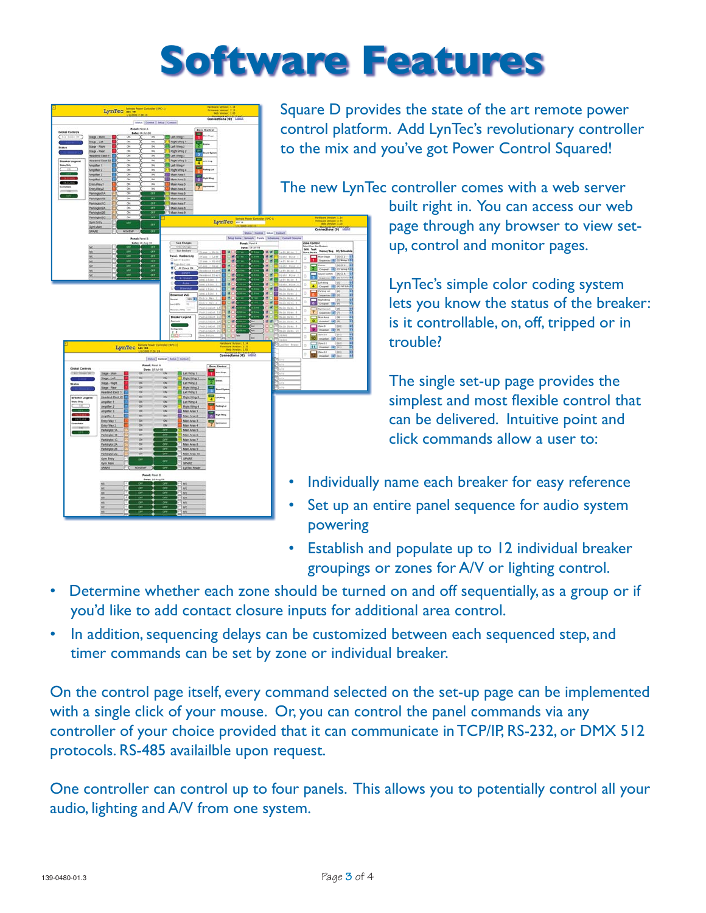# Software Features

Square D provides the state of the art remote power control platform. Add LynTec's revolutionary controller to the mix and you've got Power Control Squared!

The new LynTec controller comes with a web server built right in. You can access our web page through any browser to view set-up, control and monitor pages.

LynTec's simple color coding system lets you know the status of the breaker: is it controllable, on, off, tripped or in trouble?

The single set-up page provides the simplest and most flexible control that can be delivered. Intuitive point and click commands allow a user to:

- Individually name each breaker for easy reference
- Set up an entire panel sequence for audio system powering
- Establish and populate up to 12 individual breaker groupings or zones for A/V or lighting control.
- Determine whether each zone should be turned on and off sequentially, as a group or if you'd like to add contact closure inputs for additional area control.
- In addition, sequencing delays can be customized between each sequenced step, and timer commands can be set by zone or individual breaker.

On the control page itself, every command selected on the set-up page can be implemented with a single click of your mouse. Or, you can control the panel commands via any controller of your choice provided that it can communicate in TCP/IP, RS-232, or DMX 512 protocols. RS-485 availailble upon request.

One controller can control up to four panels. This allows you to potentially control all your audio, lighting and A/V from one system.

139-0480-01.3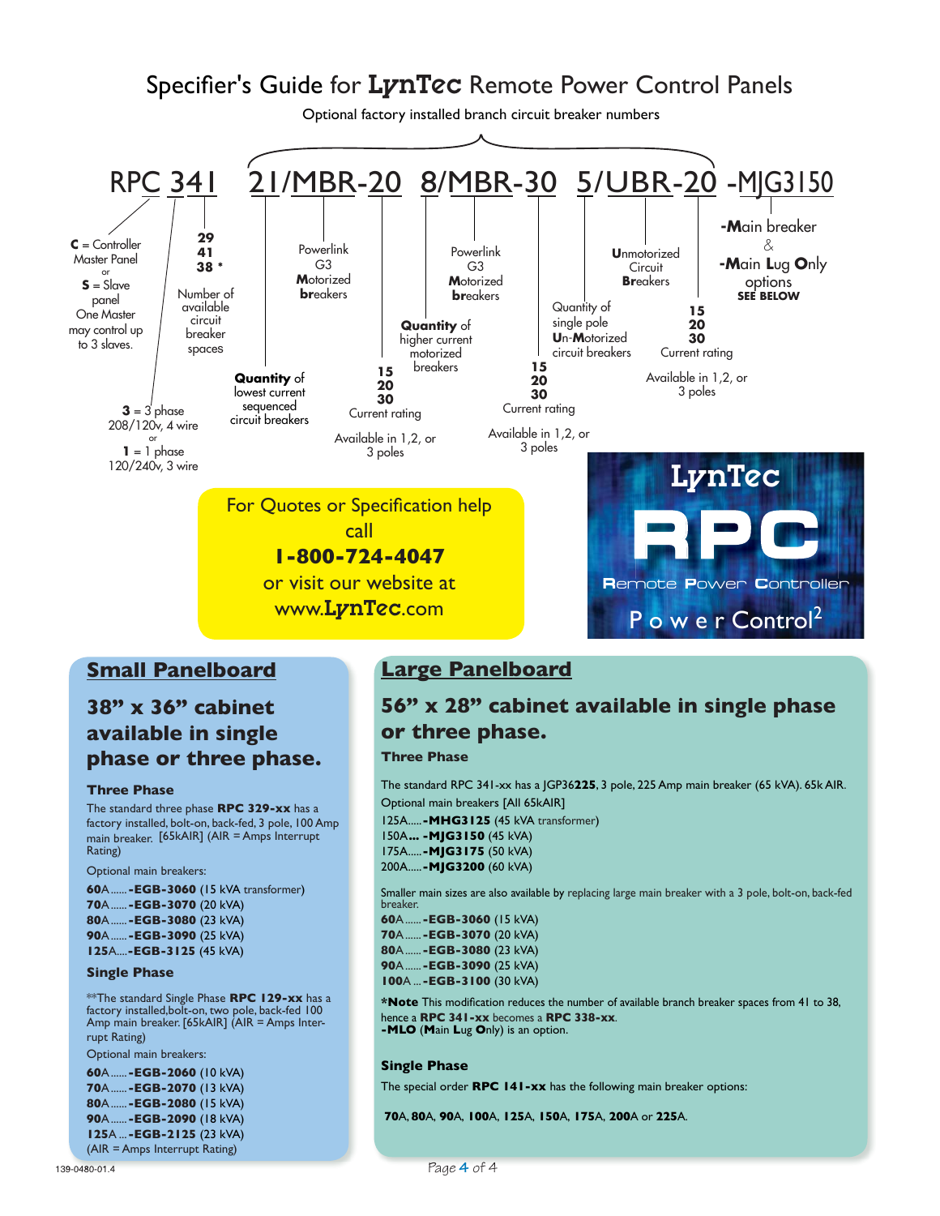# Specifier's Guide for LynTec Remote Power Control Panels

Optional factory installed branch circuit breaker numbers

RPC 341 21/MBR-20 8/MBR-30 5/UBR-20 -MJG3150

**C** = Controller Master Panel
or
**S** = Slave panel
One Master may control up to 3 slaves.

**3** = 3 phase 208/120v, 4 wire
or
**1** = 1 phase 120/240v, 3 wire

**29**
**41**
**38 ***
Number of available circuit breaker spaces

**Quantity** of lowest current sequenced circuit breakers

Powerlink G3 **M**otorized **br**eakers

**15**
**20**
**30**
Current rating

Available in 1,2, or 3 poles

**Quantity** of higher current motorized breakers

Powerlink G3 **M**otorized **br**eakers

**15**
**20**
**30**
Current rating

Available in 1,2, or 3 poles

Quantity of single pole **U**n-**M**otorized circuit breakers

**U**nmotorized Circuit **Br**eakers

**15**
**20**
**30**
Current rating

Available in 1,2, or 3 poles

-**M**ain breaker & -**M**ain **L**ug **O**nly options
**SEE BELOW**

For Quotes or Specification help call
**1-800-724-4047**
or visit our website at
www.**LynTec**.com

LynTec
RPC
Remote Power Controller
Power Control[2]

## Small Panelboard

### 38" x 36" cabinet available in single phase or three phase.

**Three Phase**

The standard three phase **RPC 329-xx** has a factory installed, bolt-on, back-fed, 3 pole, 100 Amp main breaker. [65kAIR] (AIR = Amps Interrupt Rating)

Optional main breakers:

**60**A......**-EGB-3060** (15 kVA transformer)
**70**A......**-EGB-3070** (20 kVA)
**80**A......**-EGB-3080** (23 kVA)
**90**A......**-EGB-3090** (25 kVA)
**125**A....**-EGB-3125** (45 kVA)

**Single Phase**

**The standard Single Phase **RPC 129-xx** has a factory installed,bolt-on, two pole, back-fed 100 Amp main breaker. [65kAIR] (AIR = Amps Interrupt Rating)

Optional main breakers:

**60**A......**-EGB-2060** (10 kVA)
**70**A......**-EGB-2070** (13 kVA)
**80**A......**-EGB-2080** (15 kVA)
**90**A......**-EGB-2090** (18 kVA)
**125**A ...**-EGB-2125** (23 kVA)
(AIR = Amps Interrupt Rating)

## Large Panelboard

### 56" x 28" cabinet available in single phase or three phase.

**Three Phase**

The standard RPC 341-xx has a JGP36**225**, 3 pole, 225 Amp main breaker (65 kVA). 65k AIR.

Optional main breakers [All 65kAIR]

125A.....**-MHG3125** (45 kVA transformer)
150A**... -MJG3150** (45 kVA)
175A.....**-MJG3175** (50 kVA)
200A.....**-MJG3200** (60 kVA)

Smaller main sizes are also available by replacing large main breaker with a 3 pole, bolt-on, back-fed breaker.

**60**A......**-EGB-3060** (15 kVA)
**70**A......**-EGB-3070** (20 kVA)
**80**A......**-EGB-3080** (23 kVA)
**90**A......**-EGB-3090** (25 kVA)
**100**A ...**-EGB-3100** (30 kVA)

***Note** This modification reduces the number of available branch breaker spaces from 41 to 38, hence a **RPC 341-xx** becomes a **RPC 338-xx**.
**-MLO** (**M**ain **L**ug **O**nly) is an option.

**Single Phase**

The special order **RPC 141-xx** has the following main breaker options:

**70**A, **80**A, **90**A, **100**A, **125**A, **150**A, **175**A, **200**A or **225**A.

139-0480-01.4